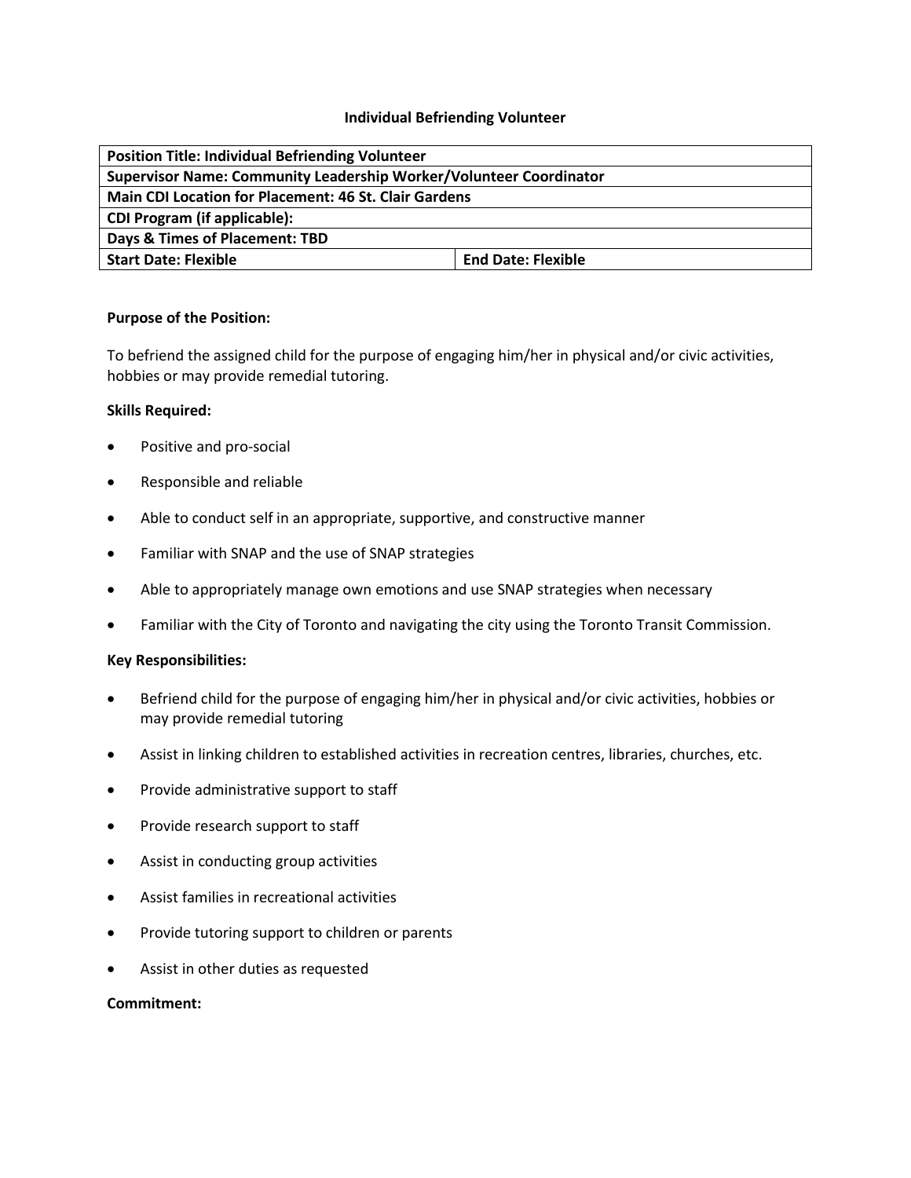# Individual Befriending Volunteer

| Position Title: Individual Befriending Volunteer | |
|---|---|
| Supervisor Name: Community Leadership Worker/Volunteer Coordinator | |
| Main CDI Location for Placement: 46 St. Clair Gardens | |
| CDI Program (if applicable): | |
| Days & Times of Placement: TBD | |
| Start Date: Flexible | End Date: Flexible |

**Purpose of the Position:**

To befriend the assigned child for the purpose of engaging him/her in physical and/or civic activities, hobbies or may provide remedial tutoring.

**Skills Required:**

- Positive and pro-social
- Responsible and reliable
- Able to conduct self in an appropriate, supportive, and constructive manner
- Familiar with SNAP and the use of SNAP strategies
- Able to appropriately manage own emotions and use SNAP strategies when necessary
- Familiar with the City of Toronto and navigating the city using the Toronto Transit Commission.

**Key Responsibilities:**

- Befriend child for the purpose of engaging him/her in physical and/or civic activities, hobbies or may provide remedial tutoring
- Assist in linking children to established activities in recreation centres, libraries, churches, etc.
- Provide administrative support to staff
- Provide research support to staff
- Assist in conducting group activities
- Assist families in recreational activities
- Provide tutoring support to children or parents
- Assist in other duties as requested

**Commitment:**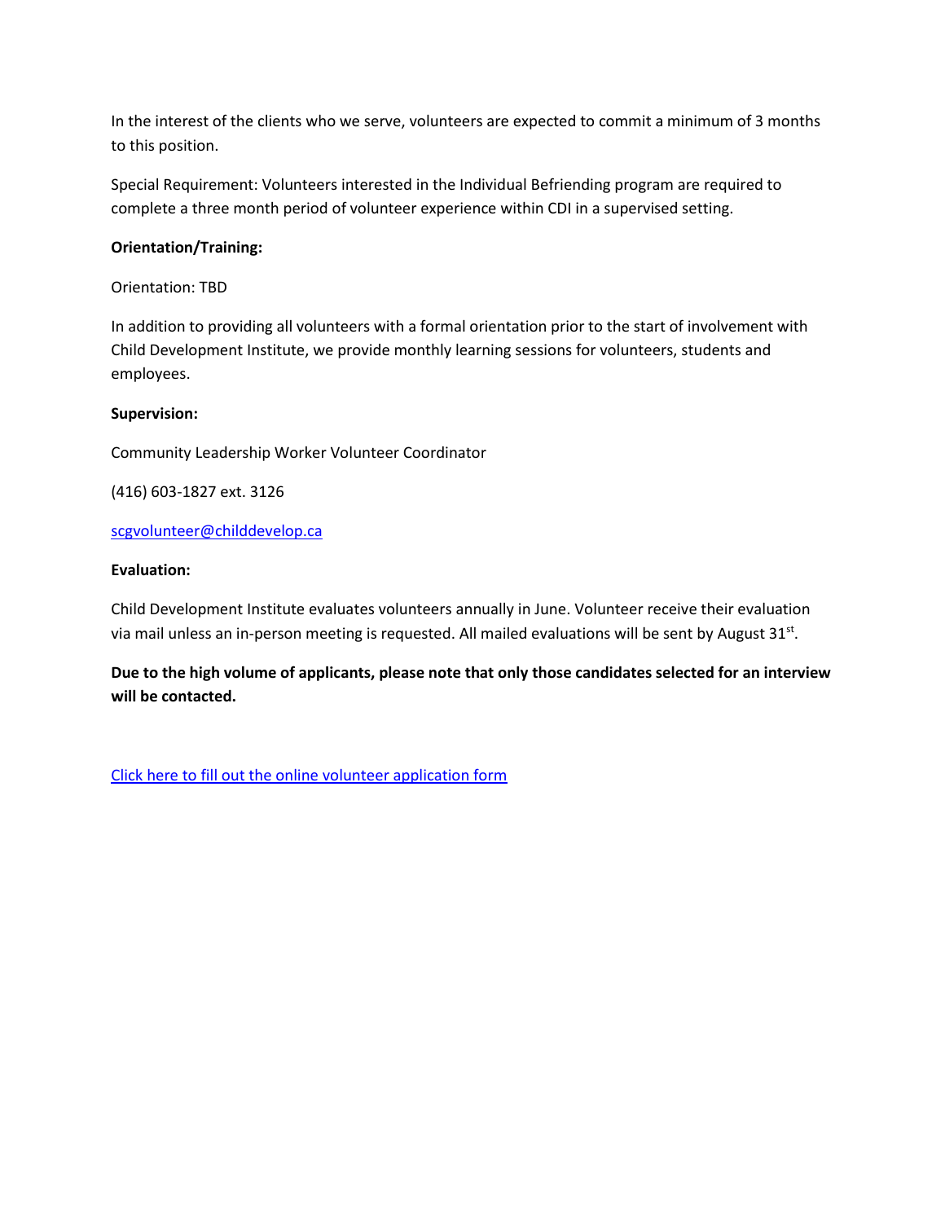In the interest of the clients who we serve, volunteers are expected to commit a minimum of 3 months to this position.

Special Requirement: Volunteers interested in the Individual Befriending program are required to complete a three month period of volunteer experience within CDI in a supervised setting.

**Orientation/Training:**

Orientation: TBD

In addition to providing all volunteers with a formal orientation prior to the start of involvement with Child Development Institute, we provide monthly learning sessions for volunteers, students and employees.

**Supervision:**

Community Leadership Worker Volunteer Coordinator

(416) 603-1827 ext. 3126

scgvolunteer@childdevelop.ca

**Evaluation:**

Child Development Institute evaluates volunteers annually in June. Volunteer receive their evaluation via mail unless an in-person meeting is requested. All mailed evaluations will be sent by August 31st.

**Due to the high volume of applicants, please note that only those candidates selected for an interview will be contacted.**

Click here to fill out the online volunteer application form